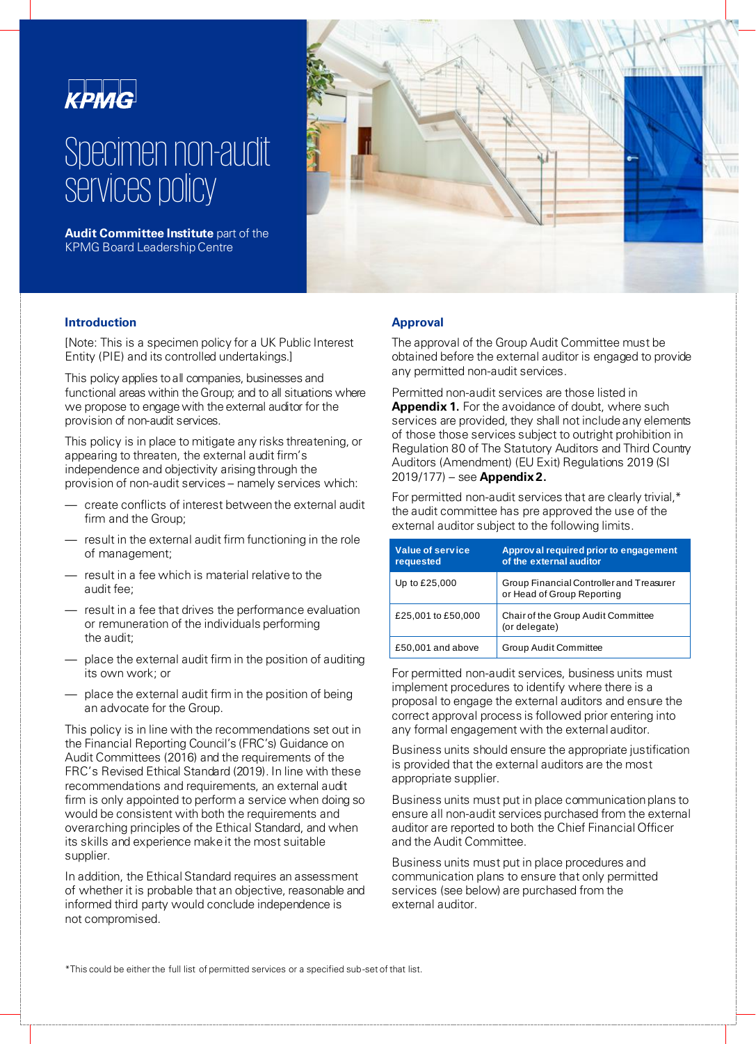KPMG

# Specimen non-audit services policy

**Audit Committee Institute** part of the KPMG Board Leadership Centre

## Introduction

[Note: This is a specimen policy for a UK Public Interest Entity (PIE) and its controlled undertakings.]

This policy applies to all companies, businesses and functional areas within the Group; and to all situations where we propose to engage with the external auditor for the provision of non-audit services.

This policy is in place to mitigate any risks threatening, or appearing to threaten, the external audit firm's independence and objectivity arising through the provision of non-audit services – namely services which:

- create conflicts of interest between the external audit firm and the Group;
- result in the external audit firm functioning in the role of management;
- result in a fee which is material relative to the audit fee;
- result in a fee that drives the performance evaluation or remuneration of the individuals performing the audit;
- place the external audit firm in the position of auditing its own work; or
- place the external audit firm in the position of being an advocate for the Group.

This policy is in line with the recommendations set out in the Financial Reporting Council's (FRC's) Guidance on Audit Committees (2016) and the requirements of the FRC's Revised Ethical Standard (2019). In line with these recommendations and requirements, an external audit firm is only appointed to perform a service when doing so would be consistent with both the requirements and overarching principles of the Ethical Standard, and when its skills and experience make it the most suitable supplier.

In addition, the Ethical Standard requires an assessment of whether it is probable that an objective, reasonable and informed third party would conclude independence is not compromised.

## Approval

The approval of the Group Audit Committee must be obtained before the external auditor is engaged to provide any permitted non-audit services.

Permitted non-audit services are those listed in **Appendix 1.** For the avoidance of doubt, where such services are provided, they shall not include any elements of those those services subject to outright prohibition in Regulation 80 of The Statutory Auditors and Third Country Auditors (Amendment) (EU Exit) Regulations 2019 (SI 2019/177) – see **Appendix 2.**

For permitted non-audit services that are clearly trivial,* the audit committee has pre approved the use of the external auditor subject to the following limits.

| Value of service requested | Approval required prior to engagement of the external auditor |
| --- | --- |
| Up to £25,000 | Group Financial Controller and Treasurer or Head of Group Reporting |
| £25,001 to £50,000 | Chair of the Group Audit Committee (or delegate) |
| £50,001 and above | Group Audit Committee |

For permitted non-audit services, business units must implement procedures to identify where there is a proposal to engage the external auditors and ensure the correct approval process is followed prior entering into any formal engagement with the external auditor.

Business units should ensure the appropriate justification is provided that the external auditors are the most appropriate supplier.

Business units must put in place communication plans to ensure all non-audit services purchased from the external auditor are reported to both the Chief Financial Officer and the Audit Committee.

Business units must put in place procedures and communication plans to ensure that only permitted services (see below) are purchased from the external auditor.

*This could be either the full list of permitted services or a specified sub-set of that list.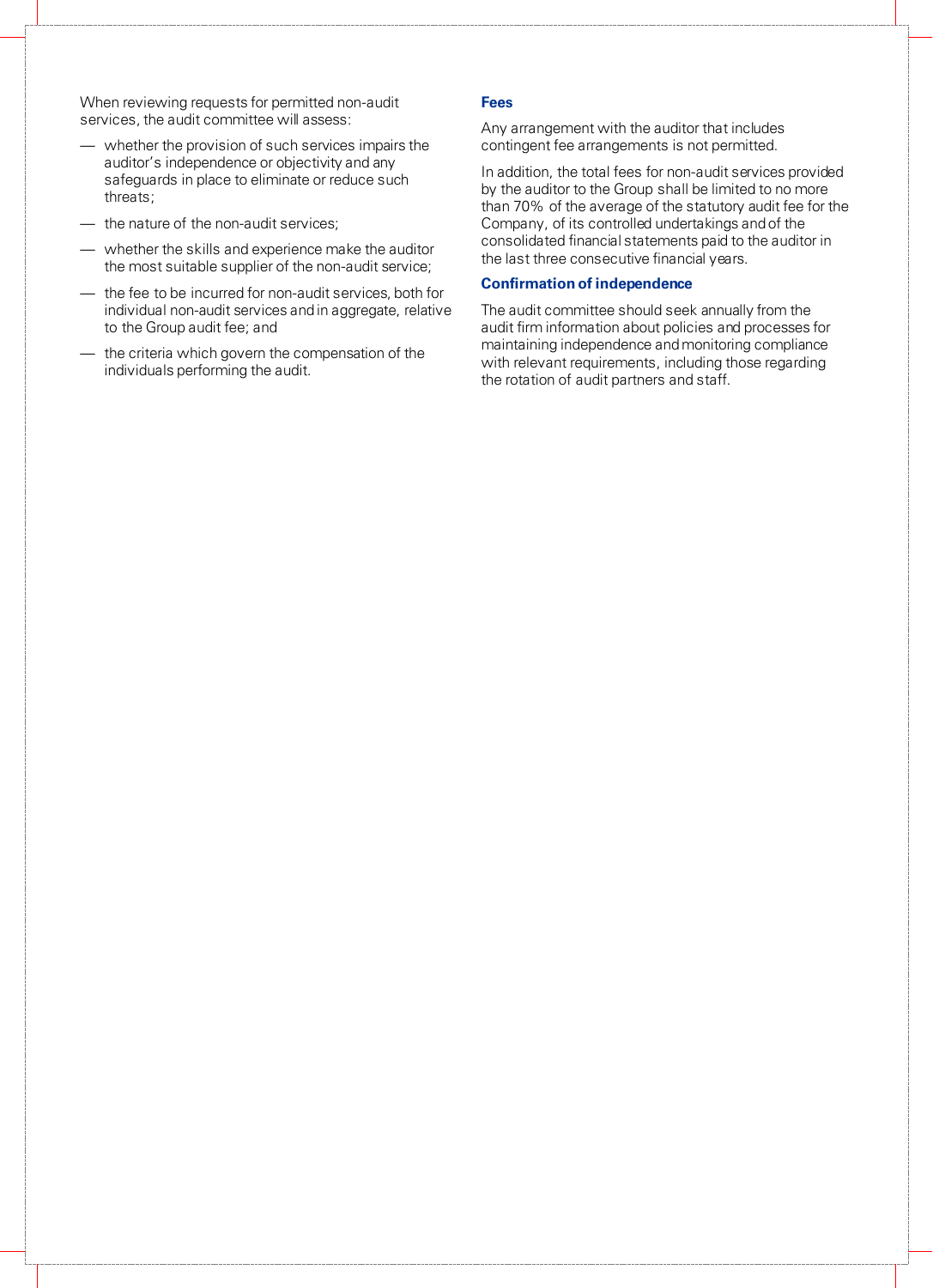When reviewing requests for permitted non-audit services, the audit committee will assess:

- whether the provision of such services impairs the auditor's independence or objectivity and any safeguards in place to eliminate or reduce such threats;
- the nature of the non-audit services;
- whether the skills and experience make the auditor the most suitable supplier of the non-audit service;
- the fee to be incurred for non-audit services, both for individual non-audit services and in aggregate, relative to the Group audit fee; and
- the criteria which govern the compensation of the individuals performing the audit.

### Fees

Any arrangement with the auditor that includes contingent fee arrangements is not permitted.

In addition, the total fees for non-audit services provided by the auditor to the Group shall be limited to no more than 70% of the average of the statutory audit fee for the Company, of its controlled undertakings and of the consolidated financial statements paid to the auditor in the last three consecutive financial years.

### Confirmation of independence

The audit committee should seek annually from the audit firm information about policies and processes for maintaining independence and monitoring compliance with relevant requirements, including those regarding the rotation of audit partners and staff.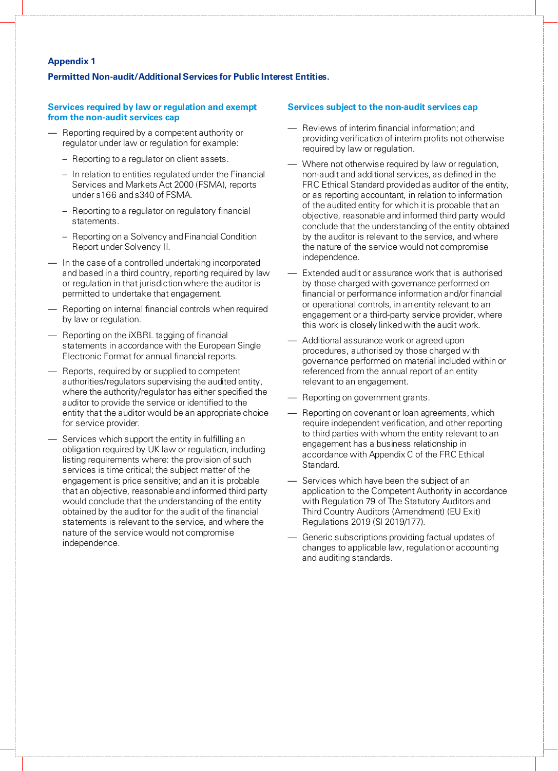## Appendix 1

### Permitted Non-audit/Additional Services for Public Interest Entities.

#### Services required by law or regulation and exempt from the non-audit services cap

- Reporting required by a competent authority or regulator under law or regulation for example:
  - Reporting to a regulator on client assets.
  - In relation to entities regulated under the Financial Services and Markets Act 2000 (FSMA), reports under s166 and s340 of FSMA.
  - Reporting to a regulator on regulatory financial statements.
  - Reporting on a Solvency and Financial Condition Report under Solvency II.
- In the case of a controlled undertaking incorporated and based in a third country, reporting required by law or regulation in that jurisdiction where the auditor is permitted to undertake that engagement.
- Reporting on internal financial controls when required by law or regulation.
- Reporting on the iXBRL tagging of financial statements in accordance with the European Single Electronic Format for annual financial reports.
- Reports, required by or supplied to competent authorities/regulators supervising the audited entity, where the authority/regulator has either specified the auditor to provide the service or identified to the entity that the auditor would be an appropriate choice for service provider.
- Services which support the entity in fulfilling an obligation required by UK law or regulation, including listing requirements where: the provision of such services is time critical; the subject matter of the engagement is price sensitive; and an it is probable that an objective, reasonable and informed third party would conclude that the understanding of the entity obtained by the auditor for the audit of the financial statements is relevant to the service, and where the nature of the service would not compromise independence.

#### Services subject to the non-audit services cap

- Reviews of interim financial information; and providing verification of interim profits not otherwise required by law or regulation.
- Where not otherwise required by law or regulation, non-audit and additional services, as defined in the FRC Ethical Standard provided as auditor of the entity, or as reporting accountant, in relation to information of the audited entity for which it is probable that an objective, reasonable and informed third party would conclude that the understanding of the entity obtained by the auditor is relevant to the service, and where the nature of the service would not compromise independence.
- Extended audit or assurance work that is authorised by those charged with governance performed on financial or performance information and/or financial or operational controls, in an entity relevant to an engagement or a third-party service provider, where this work is closely linked with the audit work.
- Additional assurance work or agreed upon procedures, authorised by those charged with governance performed on material included within or referenced from the annual report of an entity relevant to an engagement.
- Reporting on government grants.
- Reporting on covenant or loan agreements, which require independent verification, and other reporting to third parties with whom the entity relevant to an engagement has a business relationship in accordance with Appendix C of the FRC Ethical Standard.
- Services which have been the subject of an application to the Competent Authority in accordance with Regulation 79 of The Statutory Auditors and Third Country Auditors (Amendment) (EU Exit) Regulations 2019 (SI 2019/177).
- Generic subscriptions providing factual updates of changes to applicable law, regulation or accounting and auditing standards.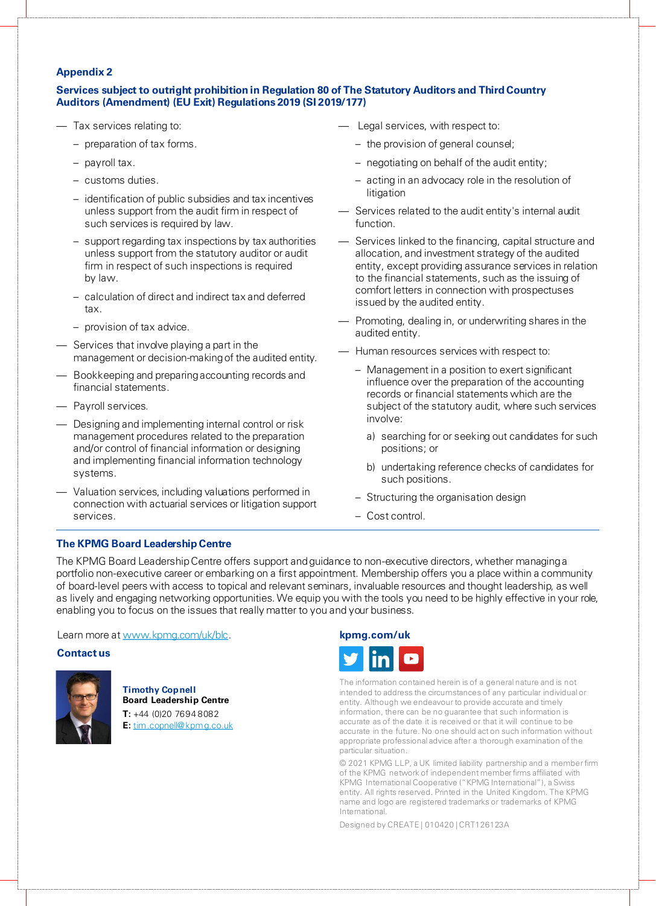## Appendix 2

### Services subject to outright prohibition in Regulation 80 of The Statutory Auditors and Third Country Auditors (Amendment) (EU Exit) Regulations 2019 (SI 2019/177)

- Tax services relating to:
  - preparation of tax forms.
  - payroll tax.
  - customs duties.
  - identification of public subsidies and tax incentives unless support from the audit firm in respect of such services is required by law.
  - support regarding tax inspections by tax authorities unless support from the statutory auditor or audit firm in respect of such inspections is required by law.
  - calculation of direct and indirect tax and deferred tax.
  - provision of tax advice.
- Services that involve playing a part in the management or decision-making of the audited entity.
- Bookkeeping and preparing accounting records and financial statements.
- Payroll services.
- Designing and implementing internal control or risk management procedures related to the preparation and/or control of financial information or designing and implementing financial information technology systems.
- Valuation services, including valuations performed in connection with actuarial services or litigation support services.
- Legal services, with respect to:
  - the provision of general counsel;
  - negotiating on behalf of the audit entity;
  - acting in an advocacy role in the resolution of litigation
- Services related to the audit entity's internal audit function.
- Services linked to the financing, capital structure and allocation, and investment strategy of the audited entity, except providing assurance services in relation to the financial statements, such as the issuing of comfort letters in connection with prospectuses issued by the audited entity.
- Promoting, dealing in, or underwriting shares in the audited entity.
- Human resources services with respect to:
  - Management in a position to exert significant influence over the preparation of the accounting records or financial statements which are the subject of the statutory audit, where such services involve:
    - a) searching for or seeking out candidates for such positions; or
    - b) undertaking reference checks of candidates for such positions.
  - Structuring the organisation design
  - Cost control.

### The KPMG Board Leadership Centre

The KPMG Board Leadership Centre offers support and guidance to non-executive directors, whether managing a portfolio non-executive career or embarking on a first appointment. Membership offers you a place within a community of board-level peers with access to topical and relevant seminars, invaluable resources and thought leadership, as well as lively and engaging networking opportunities. We equip you with the tools you need to be highly effective in your role, enabling you to focus on the issues that really matter to you and your business.

Learn more at www.kpmg.com/uk/blc.

**Contact us**

**Timothy Copnell**
**Board Leadership Centre**
**T:** +44 (0)20 7694 8082
**E:** tim.copnell@kpmg.co.uk

**kpmg.com/uk**

The information contained herein is of a general nature and is not intended to address the circumstances of any particular individual or entity. Although we endeavour to provide accurate and timely information, there can be no guarantee that such information is accurate as of the date it is received or that it will continue to be accurate in the future. No one should act on such information without appropriate professional advice after a thorough examination of the particular situation.

© 2021 KPMG LLP, a UK limited liability partnership and a member firm of the KPMG network of independent member firms affiliated with KPMG International Cooperative ("KPMG International"), a Swiss entity. All rights reserved. Printed in the United Kingdom. The KPMG name and logo are registered trademarks or trademarks of KPMG International.

Designed by CREATE | 010420 | CRT126123A